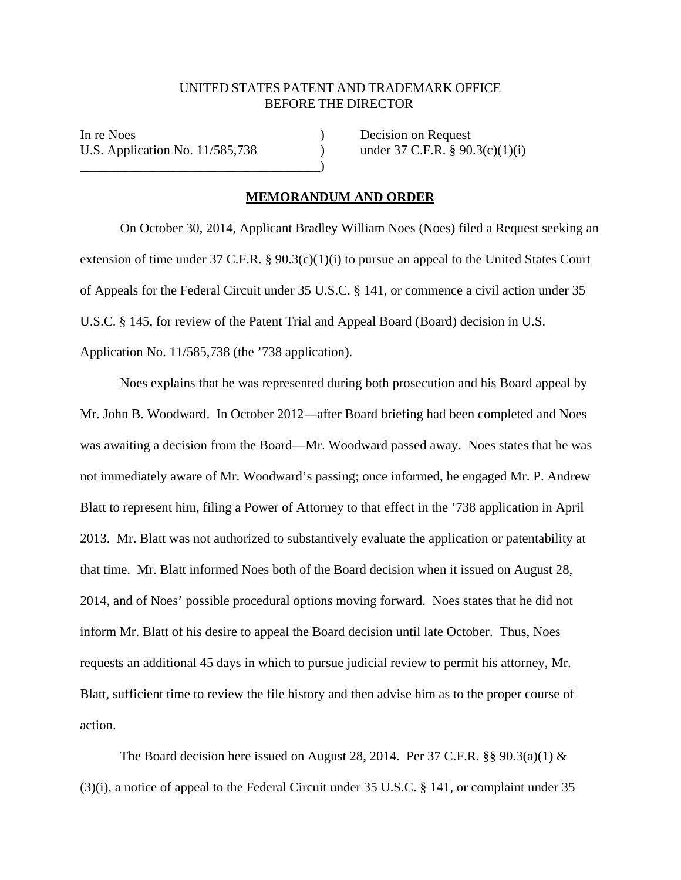UNITED STATES PATENT AND TRADEMARK OFFICE
BEFORE THE DIRECTOR

| | | |
|---|---|---|
| In re Noes | ) | Decision on Request |
| U.S. Application No. 11/585,738 | ) | under 37 C.F.R. § 90.3(c)(1)(i) |
| | ) | |

**MEMORANDUM AND ORDER**

On October 30, 2014, Applicant Bradley William Noes (Noes) filed a Request seeking an extension of time under 37 C.F.R. § 90.3(c)(1)(i) to pursue an appeal to the United States Court of Appeals for the Federal Circuit under 35 U.S.C. § 141, or commence a civil action under 35 U.S.C. § 145, for review of the Patent Trial and Appeal Board (Board) decision in U.S. Application No. 11/585,738 (the '738 application).

Noes explains that he was represented during both prosecution and his Board appeal by Mr. John B. Woodward. In October 2012—after Board briefing had been completed and Noes was awaiting a decision from the Board—Mr. Woodward passed away. Noes states that he was not immediately aware of Mr. Woodward's passing; once informed, he engaged Mr. P. Andrew Blatt to represent him, filing a Power of Attorney to that effect in the '738 application in April 2013. Mr. Blatt was not authorized to substantively evaluate the application or patentability at that time. Mr. Blatt informed Noes both of the Board decision when it issued on August 28, 2014, and of Noes' possible procedural options moving forward. Noes states that he did not inform Mr. Blatt of his desire to appeal the Board decision until late October. Thus, Noes requests an additional 45 days in which to pursue judicial review to permit his attorney, Mr. Blatt, sufficient time to review the file history and then advise him as to the proper course of action.

The Board decision here issued on August 28, 2014. Per 37 C.F.R. §§ 90.3(a)(1) & (3)(i), a notice of appeal to the Federal Circuit under 35 U.S.C. § 141, or complaint under 35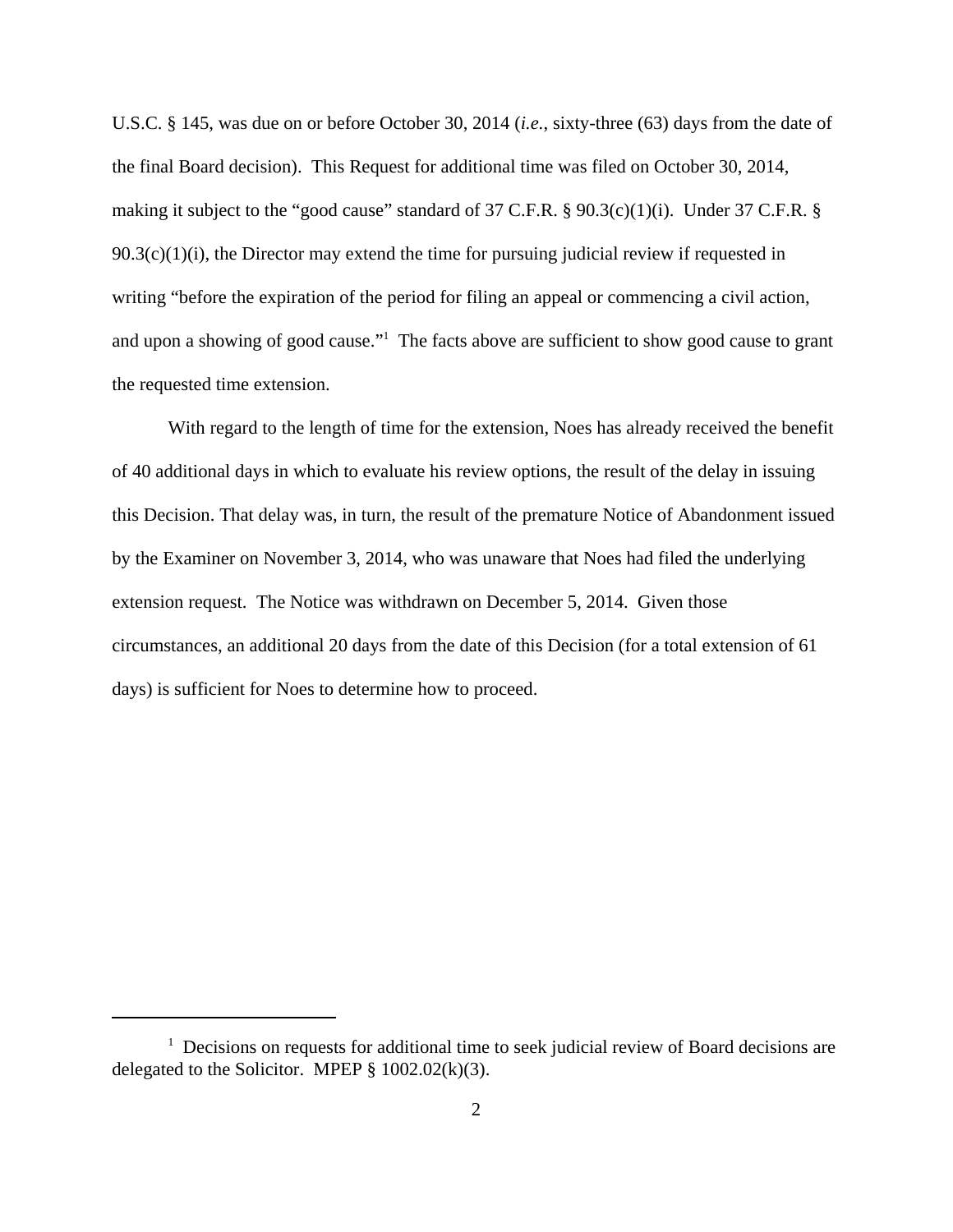U.S.C. § 145, was due on or before October 30, 2014 (*i.e.*, sixty-three (63) days from the date of the final Board decision). This Request for additional time was filed on October 30, 2014, making it subject to the "good cause" standard of 37 C.F.R. § 90.3(c)(1)(i). Under 37 C.F.R. § 90.3(c)(1)(i), the Director may extend the time for pursuing judicial review if requested in writing "before the expiration of the period for filing an appeal or commencing a civil action, and upon a showing of good cause."[1] The facts above are sufficient to show good cause to grant the requested time extension.

With regard to the length of time for the extension, Noes has already received the benefit of 40 additional days in which to evaluate his review options, the result of the delay in issuing this Decision. That delay was, in turn, the result of the premature Notice of Abandonment issued by the Examiner on November 3, 2014, who was unaware that Noes had filed the underlying extension request. The Notice was withdrawn on December 5, 2014. Given those circumstances, an additional 20 days from the date of this Decision (for a total extension of 61 days) is sufficient for Noes to determine how to proceed.

---

[1] Decisions on requests for additional time to seek judicial review of Board decisions are delegated to the Solicitor. MPEP § 1002.02(k)(3).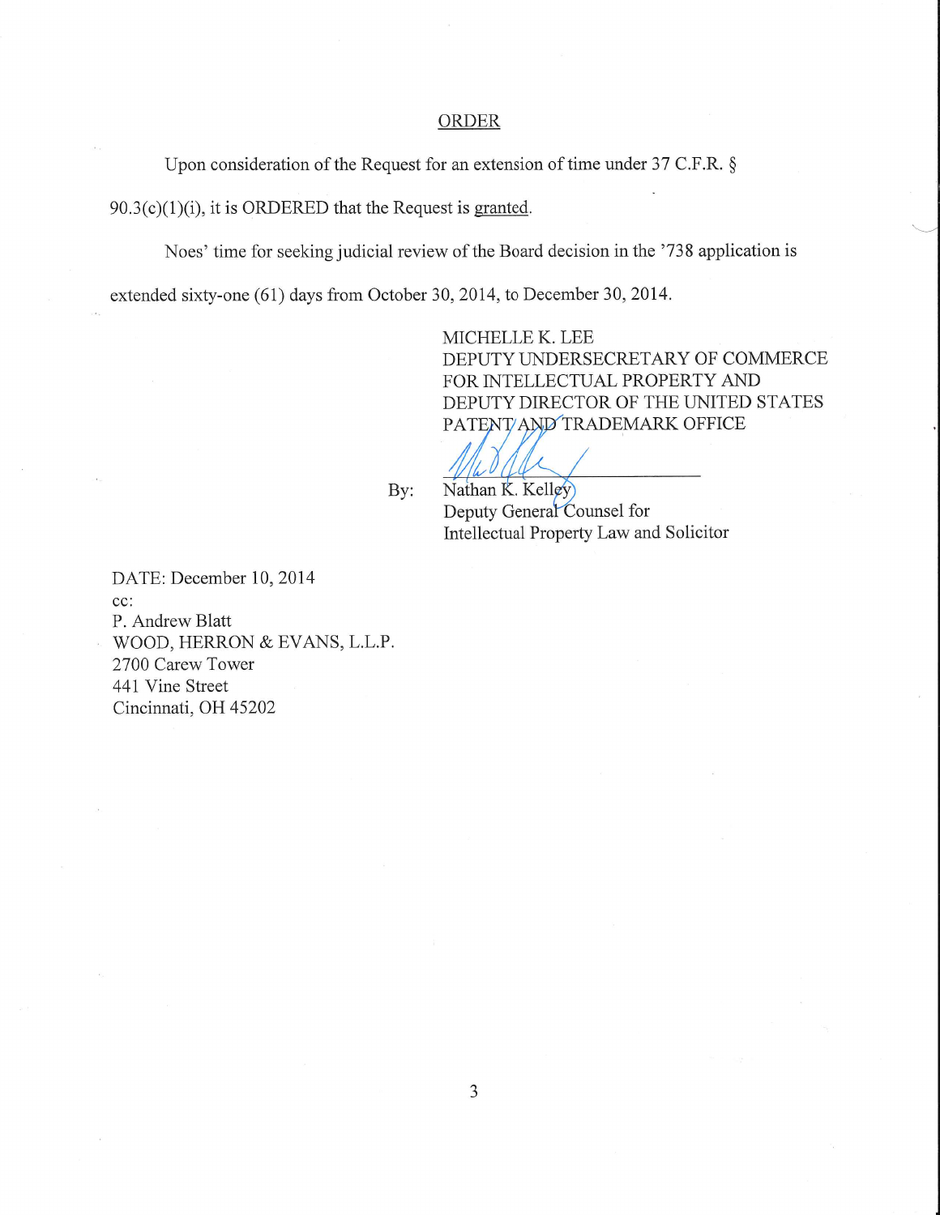## ORDER

Upon consideration of the Request for an extension of time under 37 C.F.R. § 90.3(c)(1)(i), it is ORDERED that the Request is granted.

Noes' time for seeking judicial review of the Board decision in the '738 application is extended sixty-one (61) days from October 30, 2014, to December 30, 2014.

MICHELLE K. LEE
DEPUTY UNDERSECRETARY OF COMMERCE
FOR INTELLECTUAL PROPERTY AND
DEPUTY DIRECTOR OF THE UNITED STATES
PATENT AND TRADEMARK OFFICE

By: Nathan K. Kelley
Deputy General Counsel for
Intellectual Property Law and Solicitor

DATE: December 10, 2014

cc:
P. Andrew Blatt
WOOD, HERRON & EVANS, L.L.P.
2700 Carew Tower
441 Vine Street
Cincinnati, OH 45202